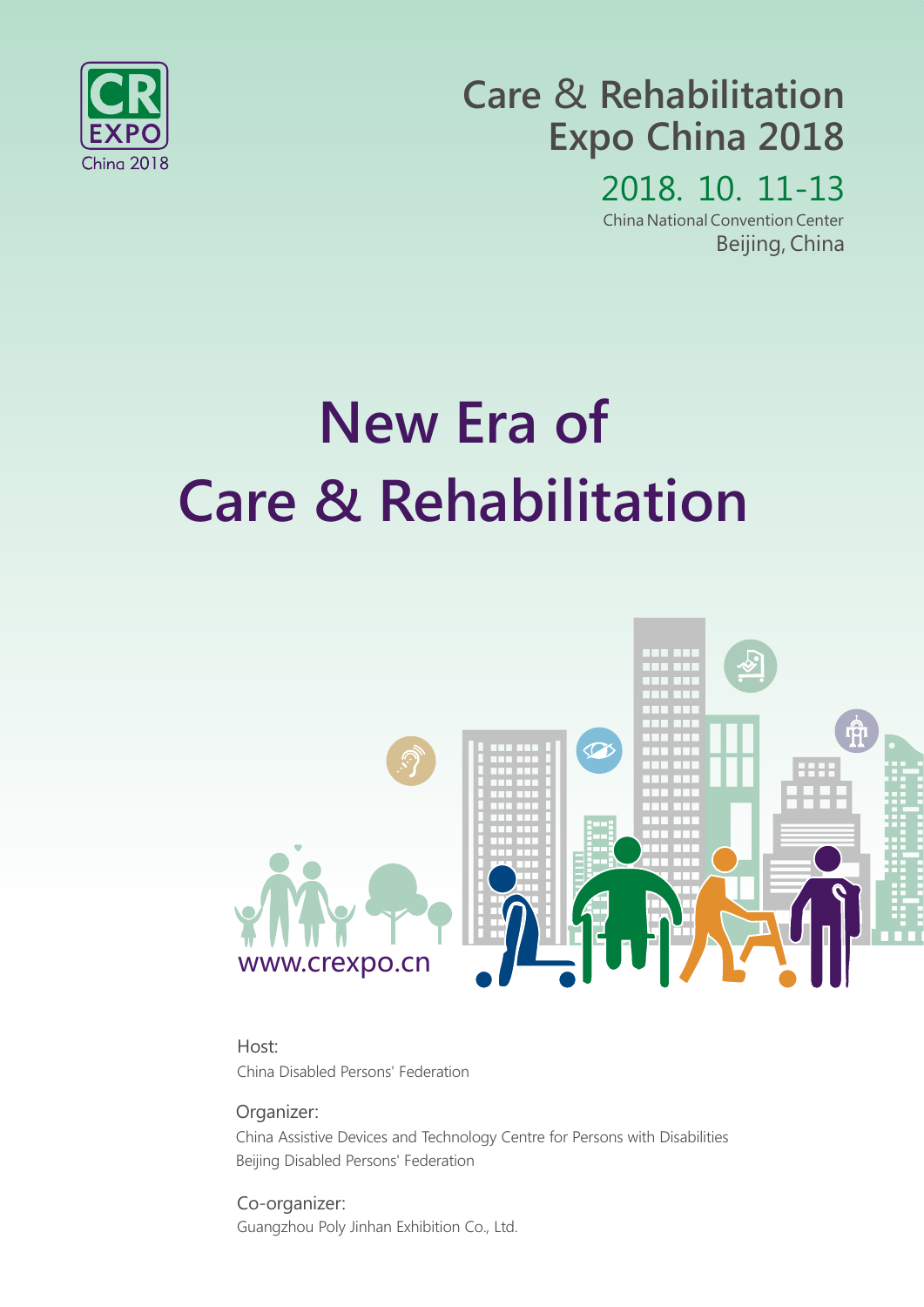CR EXPO China 2018

# Care & Rehabilitation Expo China 2018

2018. 10. 11-13

China National Convention Center

Beijing, China

# New Era of Care & Rehabilitation

www.crexpo.cn

Host:

China Disabled Persons' Federation

Organizer:

China Assistive Devices and Technology Centre for Persons with Disabilities

Beijing Disabled Persons' Federation

Co-organizer:

Guangzhou Poly Jinhan Exhibition Co., Ltd.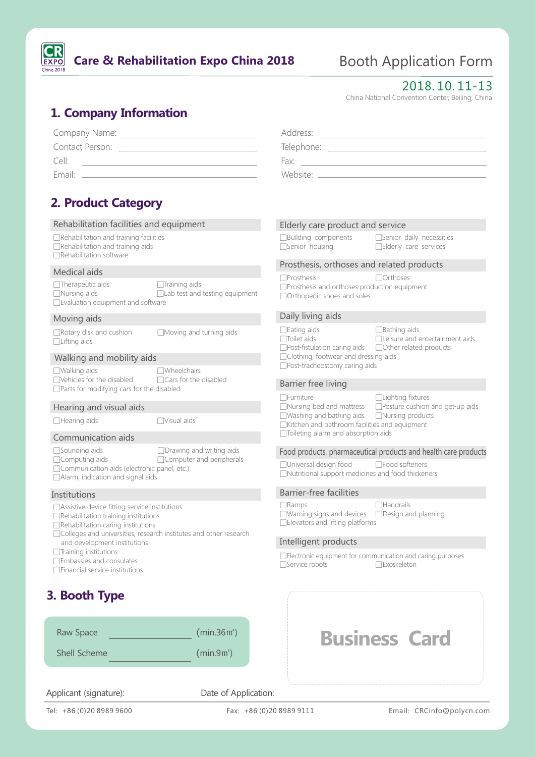CR EXPO China 2018

# Care & Rehabilitation Expo China 2018

Booth Application Form

2018.10.11-13

China National Convention Center, Beijing, China

## 1. Company Information

Company Name: \_\_\_\_\_\_\_\_\_\_\_\_\_\_\_\_\_\_\_\_

Contact Person: \_\_\_\_\_\_\_\_\_\_\_\_\_\_\_\_\_\_\_\_

Cell: \_\_\_\_\_\_\_\_\_\_\_\_\_\_\_\_\_\_\_\_

Email: \_\_\_\_\_\_\_\_\_\_\_\_\_\_\_\_\_\_\_\_

Address: \_\_\_\_\_\_\_\_\_\_\_\_\_\_\_\_\_\_\_\_

Telephone: \_\_\_\_\_\_\_\_\_\_\_\_\_\_\_\_\_\_\_\_

Fax: \_\_\_\_\_\_\_\_\_\_\_\_\_\_\_\_\_\_\_\_

Website: \_\_\_\_\_\_\_\_\_\_\_\_\_\_\_\_\_\_\_\_

## 2. Product Category

### Rehabilitation facilities and equipment

- ☐ Rehabilitation and training facilities
- ☐ Rehabilitation and training aids
- ☐ Rehabilitation software

### Medical aids

- ☐ Therapeutic aids
- ☐ Training aids
- ☐ Nursing aids
- ☐ Lab test and testing equipment
- ☐ Evaluation equipment and software

### Moving aids

- ☐ Rotary disk and cushion
- ☐ Moving and turning aids
- ☐ Lifting aids

### Walking and mobility aids

- ☐ Walking aids
- ☐ Wheelchairs
- ☐ Vehicles for the disabled
- ☐ Cars for the disabled
- ☐ Parts for modifying cars for the disabled

### Hearing and visual aids

- ☐ Hearing aids
- ☐ Visual aids

### Communication aids

- ☐ Sounding aids
- ☐ Drawing and writing aids
- ☐ Computing aids
- ☐ Computer and peripherals
- ☐ Communication aids (electronic panel, etc.)
- ☐ Alarm, indication and signal aids

### Institutions

- ☐ Assistive device fitting service institutions
- ☐ Rehabilitation training institutions
- ☐ Rehabilitation caring institutions
- ☐ Colleges and universities, research institutes and other research and development institutions
- ☐ Training institutions
- ☐ Embassies and consulates
- ☐ Financial service institutions

### Elderly care product and service

- ☐ Building components
- ☐ Senior daily necessities
- ☐ Senior housing
- ☐ Elderly care services

### Prosthesis, orthoses and related products

- ☐ Prosthesis
- ☐ Orthoses
- ☐ Prosthesis and orthoses production equipment
- ☐ Orthopedic shoes and soles

### Daily living aids

- ☐ Eating aids
- ☐ Bathing aids
- ☐ Toilet aids
- ☐ Leisure and entertainment aids
- ☐ Post-fistulation caring aids
- ☐ Other related products
- ☐ Clothing, footwear and dressing aids
- ☐ Post-tracheostomy caring aids

### Barrier free living

- ☐ Furniture
- ☐ Lighting fixtures
- ☐ Nursing bed and mattress
- ☐ Posture cushion and get-up aids
- ☐ Washing and bathing aids
- ☐ Nursing products
- ☐ Kitchen and bathroom facilities and equipment
- ☐ Toileting alarm and absorption aids

### Food products, pharmaceutical products and health care products

- ☐ Universal design food
- ☐ Food softeners
- ☐ Nutritional support medicines and food thickeners

### Barrier-free facilities

- ☐ Ramps
- ☐ Handrails
- ☐ Warning signs and devices
- ☐ Design and planning
- ☐ Elevators and lifting platforms

### Intelligent products

- ☐ Electronic equipment for communication and caring purposes
- ☐ Service robots
- ☐ Exoskeleton

## 3. Booth Type

Raw Space \_\_\_\_\_\_\_\_\_\_\_\_ (min.36㎡)

Shell Scheme \_\_\_\_\_\_\_\_\_\_\_\_ (min.9㎡)

Business Card

Applicant (signature):

Date of Application:

Tel: +86 (0)20 8989 9600

Fax: +86 (0)20 8989 9111

Email: CRCinfo@polycn.com